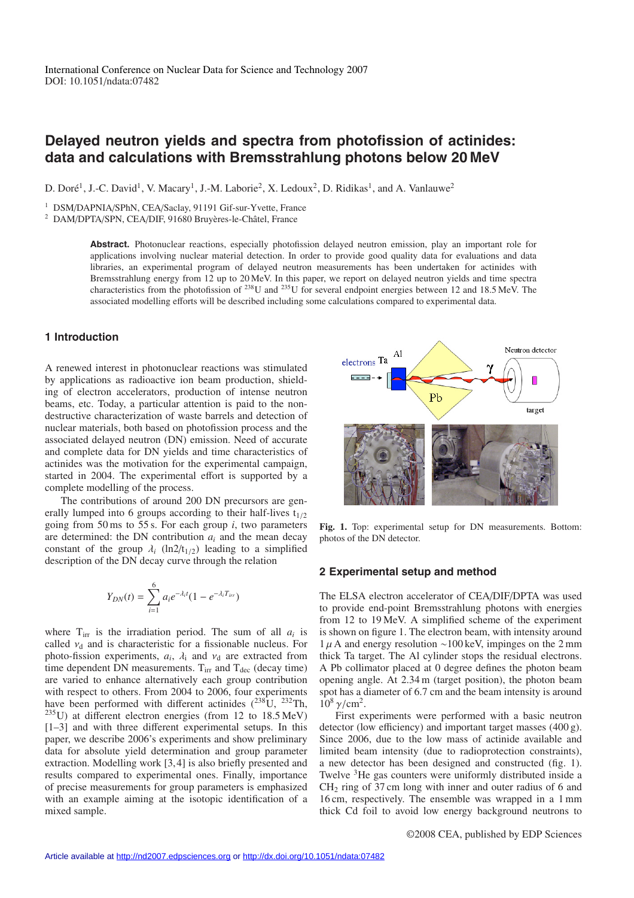# Delayed neutron yields and spectra from photofission of actinides: data and calculations with Bremsstrahlung photons below 20 MeV

D. Doré[1], J.-C. David[1], V. Macary[1], J.-M. Laborie[2], X. Ledoux[2], D. Ridikas[1], and A. Vanlauwe[2]

[1] DSM/DAPNIA/SPhN, CEA/Saclay, 91191 Gif-sur-Yvette, France

[2] DAM/DPTA/SPN, CEA/DIF, 91680 Bruyères-le-Châtel, France

**Abstract.** Photonuclear reactions, especially photofission delayed neutron emission, play an important role for applications involving nuclear material detection. In order to provide good quality data for evaluations and data libraries, an experimental program of delayed neutron measurements has been undertaken for actinides with Bremsstrahlung energy from 12 up to 20 MeV. In this paper, we report on delayed neutron yields and time spectra characteristics from the photofission of $^{238}U$ and $^{235}U$ for several endpoint energies between 12 and 18.5 MeV. The associated modelling efforts will be described including some calculations compared to experimental data.

## 1 Introduction

A renewed interest in photonuclear reactions was stimulated by applications as radioactive ion beam production, shielding of electron accelerators, production of intense neutron beams, etc. Today, a particular attention is paid to the non-destructive characterization of waste barrels and detection of nuclear materials, both based on photofission process and the associated delayed neutron (DN) emission. Need of accurate and complete data for DN yields and time characteristics of actinides was the motivation for the experimental campaign, started in 2004. The experimental effort is supported by a complete modelling of the process.

The contributions of around 200 DN precursors are generally lumped into 6 groups according to their half-lives $t_{1/2}$ going from 50 ms to 55 s. For each group $i$, two parameters are determined: the DN contribution $a_i$ and the mean decay constant of the group $\lambda_i$ ($\ln 2/t_{1/2}$) leading to a simplified description of the DN decay curve through the relation

$$Y_{DN}(t) = \sum_{i=1}^{6} a_i e^{-\lambda_i t}(1 - e^{-\lambda_i T_{irr}})$$

where $T_{irr}$ is the irradiation period. The sum of all $a_i$ is called $\nu_d$ and is characteristic for a fissionable nucleus. For photo-fission experiments, $a_i$, $\lambda_i$ and $\nu_d$ are extracted from time dependent DN measurements. $T_{irr}$ and $T_{dec}$ (decay time) are varied to enhance alternatively each group contribution with respect to others. From 2004 to 2006, four experiments have been performed with different actinides ($^{238}U$, $^{232}Th$, $^{235}U$) at different electron energies (from 12 to 18.5 MeV) [1–3] and with three different experimental setups. In this paper, we describe 2006's experiments and show preliminary data for absolute yield determination and group parameter extraction. Modelling work [3,4] is also briefly presented and results compared to experimental ones. Finally, importance of precise measurements for group parameters is emphasized with an example aiming at the isotopic identification of a mixed sample.

**Fig. 1.** Top: experimental setup for DN measurements. Bottom: photos of the DN detector.

## 2 Experimental setup and method

The ELSA electron accelerator of CEA/DIF/DPTA was used to provide end-point Bremsstrahlung photons with energies from 12 to 19 MeV. A simplified scheme of the experiment is shown on figure 1. The electron beam, with intensity around 1 $\mu$A and energy resolution ~100 keV, impinges on the 2 mm thick Ta target. The Al cylinder stops the residual electrons. A Pb collimator placed at 0 degree defines the photon beam opening angle. At 2.34 m (target position), the photon beam spot has a diameter of 6.7 cm and the beam intensity is around $10^8$ $\gamma$/cm$^2$.

First experiments were performed with a basic neutron detector (low efficiency) and important target masses (400 g). Since 2006, due to the low mass of actinide available and limited beam intensity (due to radioprotection constraints), a new detector has been designed and constructed (fig. 1). Twelve $^3He$ gas counters were uniformly distributed inside a $CH_2$ ring of 37 cm long with inner and outer radius of 6 and 16 cm, respectively. The ensemble was wrapped in a 1 mm thick Cd foil to avoid low energy background neutrons to

©2008 CEA, published by EDP Sciences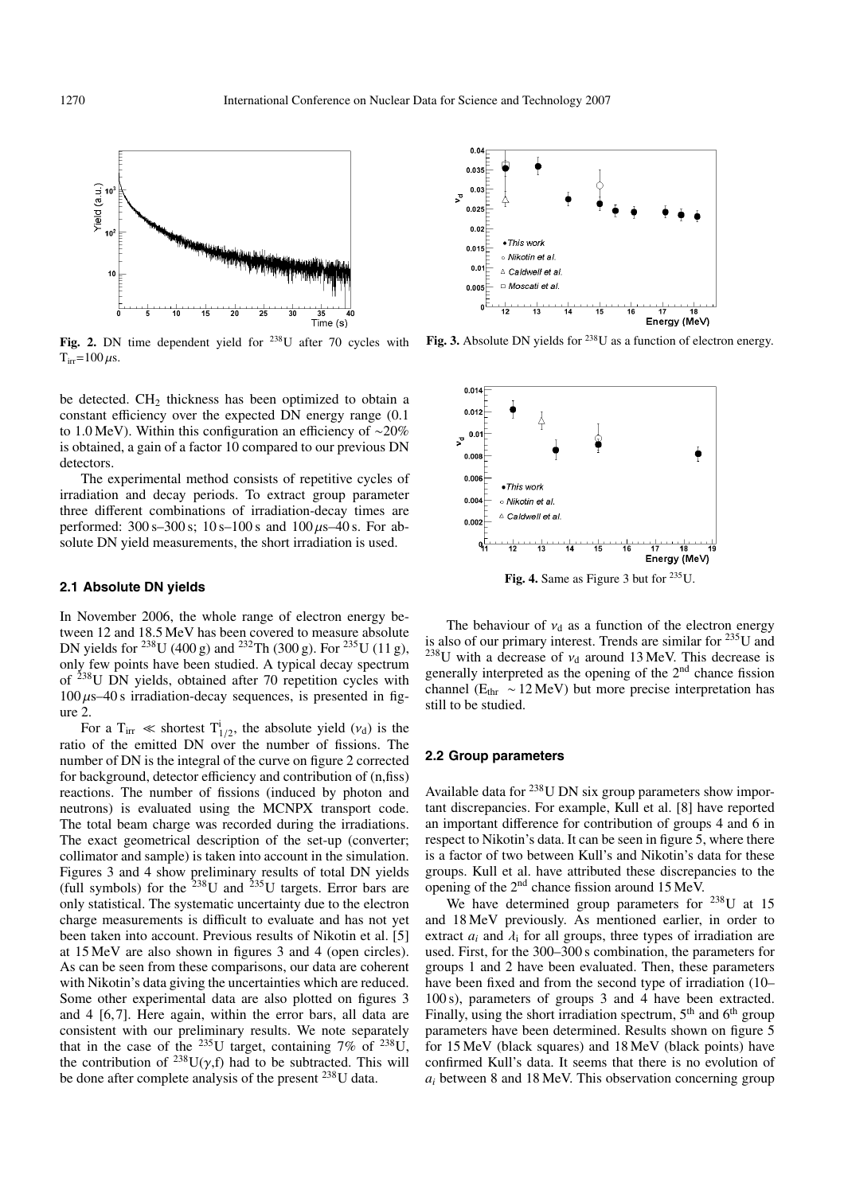Fig. 2. DN time dependent yield for $^{238}U$ after 70 cycles with $T_{irr}$=100 $\mu$s.

Fig. 3. Absolute DN yields for $^{238}U$ as a function of electron energy.

Fig. 4. Same as Figure 3 but for $^{235}U$.

be detected. $CH_2$ thickness has been optimized to obtain a constant efficiency over the expected DN energy range (0.1 to 1.0 MeV). Within this configuration an efficiency of ~20% is obtained, a gain of a factor 10 compared to our previous DN detectors.

The experimental method consists of repetitive cycles of irradiation and decay periods. To extract group parameter three different combinations of irradiation-decay times are performed: 300 s–300 s; 10 s–100 s and 100 $\mu$s–40 s. For absolute DN yield measurements, the short irradiation is used.

### 2.1 Absolute DN yields

In November 2006, the whole range of electron energy between 12 and 18.5 MeV has been covered to measure absolute DN yields for $^{238}U$ (400 g) and $^{232}Th$ (300 g). For $^{235}U$ (11 g), only few points have been studied. A typical decay spectrum of $^{238}U$ DN yields, obtained after 70 repetition cycles with 100 $\mu$s–40 s irradiation-decay sequences, is presented in figure 2.

For a $T_{irr} \ll$ shortest $T^{i}_{1/2}$, the absolute yield ($\nu_d$) is the ratio of the emitted DN over the number of fissions. The number of DN is the integral of the curve on figure 2 corrected for background, detector efficiency and contribution of (n,fiss) reactions. The number of fissions (induced by photon and neutrons) is evaluated using the MCNPX transport code. The total beam charge was recorded during the irradiations. The exact geometrical description of the set-up (converter; collimator and sample) is taken into account in the simulation. Figures 3 and 4 show preliminary results of total DN yields (full symbols) for the $^{238}U$ and $^{235}U$ targets. Error bars are only statistical. The systematic uncertainty due to the electron charge measurements is difficult to evaluate and has not yet been taken into account. Previous results of Nikotin et al. [5] at 15 MeV are also shown in figures 3 and 4 (open circles). As can be seen from these comparisons, our data are coherent with Nikotin's data giving the uncertainties which are reduced. Some other experimental data are also plotted on figures 3 and 4 [6,7]. Here again, within the error bars, all data are consistent with our preliminary results. We note separately that in the case of the $^{235}U$ target, containing 7% of $^{238}U$, the contribution of $^{238}U(\gamma,f)$ had to be subtracted. This will be done after complete analysis of the present $^{238}U$ data.

The behaviour of $\nu_d$ as a function of the electron energy is also of our primary interest. Trends are similar for $^{235}U$ and $^{238}U$ with a decrease of $\nu_d$ around 13 MeV. This decrease is generally interpreted as the opening of the 2$^{nd}$ chance fission channel ($E_{thr}$ ~ 12 MeV) but more precise interpretation has still to be studied.

### 2.2 Group parameters

Available data for $^{238}U$ DN six group parameters show important discrepancies. For example, Kull et al. [8] have reported an important difference for contribution of groups 4 and 6 in respect to Nikotin's data. It can be seen in figure 5, where there is a factor of two between Kull's and Nikotin's data for these groups. Kull et al. have attributed these discrepancies to the opening of the 2$^{nd}$ chance fission around 15 MeV.

We have determined group parameters for $^{238}U$ at 15 and 18 MeV previously. As mentioned earlier, in order to extract $a_i$ and $\lambda_i$ for all groups, three types of irradiation are used. First, for the 300–300 s combination, the parameters for groups 1 and 2 have been evaluated. Then, these parameters have been fixed and from the second type of irradiation (10–100 s), parameters of groups 3 and 4 have been extracted. Finally, using the short irradiation spectrum, 5$^{th}$ and 6$^{th}$ group parameters have been determined. Results shown on figure 5 for 15 MeV (black squares) and 18 MeV (black points) have confirmed Kull's data. It seems that there is no evolution of $a_i$ between 8 and 18 MeV. This observation concerning group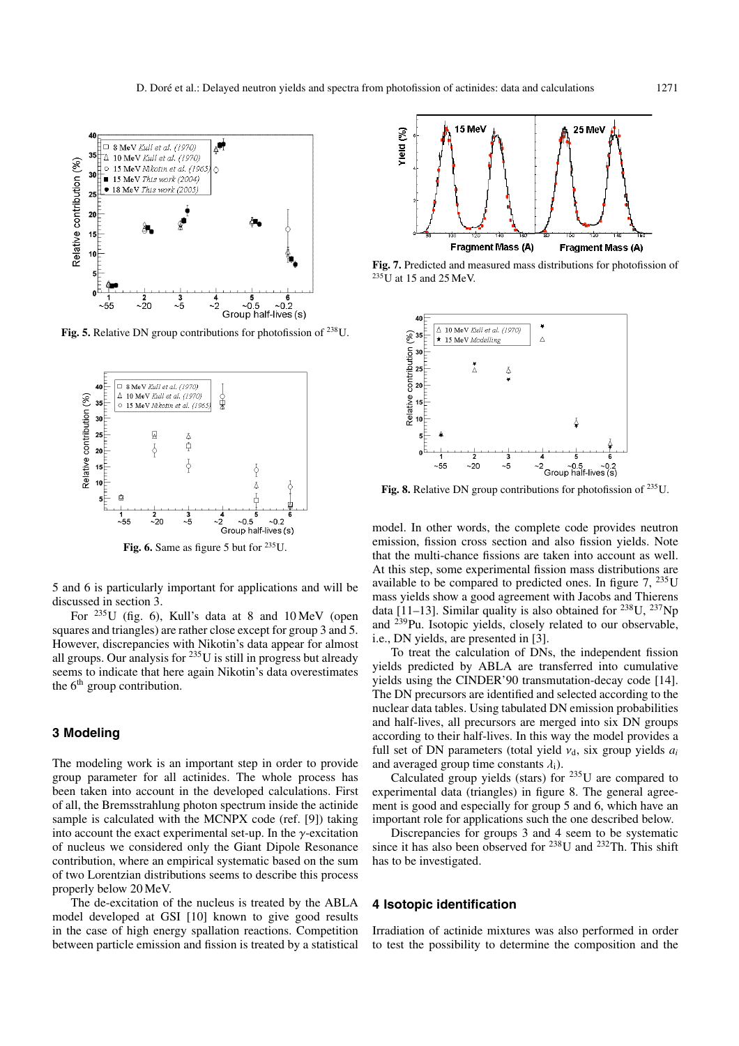Fig. 5. Relative DN group contributions for photofission of $^{238}U$.

Fig. 6. Same as figure 5 but for $^{235}U$.

5 and 6 is particularly important for applications and will be discussed in section 3.

For $^{235}U$ (fig. 6), Kull's data at 8 and 10 MeV (open squares and triangles) are rather close except for group 3 and 5. However, discrepancies with Nikotin's data appear for almost all groups. Our analysis for $^{235}U$ is still in progress but already seems to indicate that here again Nikotin's data overestimates the 6th group contribution.

## 3 Modeling

The modeling work is an important step in order to provide group parameter for all actinides. The whole process has been taken into account in the developed calculations. First of all, the Bremsstrahlung photon spectrum inside the actinide sample is calculated with the MCNPX code (ref. [9]) taking into account the exact experimental set-up. In the $\gamma$-excitation of nucleus we considered only the Giant Dipole Resonance contribution, where an empirical systematic based on the sum of two Lorentzian distributions seems to describe this process properly below 20 MeV.

The de-excitation of the nucleus is treated by the ABLA model developed at GSI [10] known to give good results in the case of high energy spallation reactions. Competition between particle emission and fission is treated by a statistical model. In other words, the complete code provides neutron emission, fission cross section and also fission yields. Note that the multi-chance fissions are taken into account as well. At this step, some experimental fission mass distributions are available to be compared to predicted ones. In figure 7, $^{235}U$ mass yields show a good agreement with Jacobs and Thierens data [11–13]. Similar quality is also obtained for $^{238}U$, $^{237}Np$ and $^{239}Pu$. Isotopic yields, closely related to our observable, i.e., DN yields, are presented in [3].

Fig. 7. Predicted and measured mass distributions for photofission of $^{235}U$ at 15 and 25 MeV.

Fig. 8. Relative DN group contributions for photofission of $^{235}U$.

To treat the calculation of DNs, the independent fission yields predicted by ABLA are transferred into cumulative yields using the CINDER'90 transmutation-decay code [14]. The DN precursors are identified and selected according to the nuclear data tables. Using tabulated DN emission probabilities and half-lives, all precursors are merged into six DN groups according to their half-lives. In this way the model provides a full set of DN parameters (total yield $\nu_d$, six group yields $a_i$ and averaged group time constants $\lambda_i$).

Calculated group yields (stars) for $^{235}U$ are compared to experimental data (triangles) in figure 8. The general agreement is good and especially for group 5 and 6, which have an important role for applications such the one described below.

Discrepancies for groups 3 and 4 seem to be systematic since it has also been observed for $^{238}U$ and $^{232}Th$. This shift has to be investigated.

## 4 Isotopic identification

Irradiation of actinide mixtures was also performed in order to test the possibility to determine the composition and the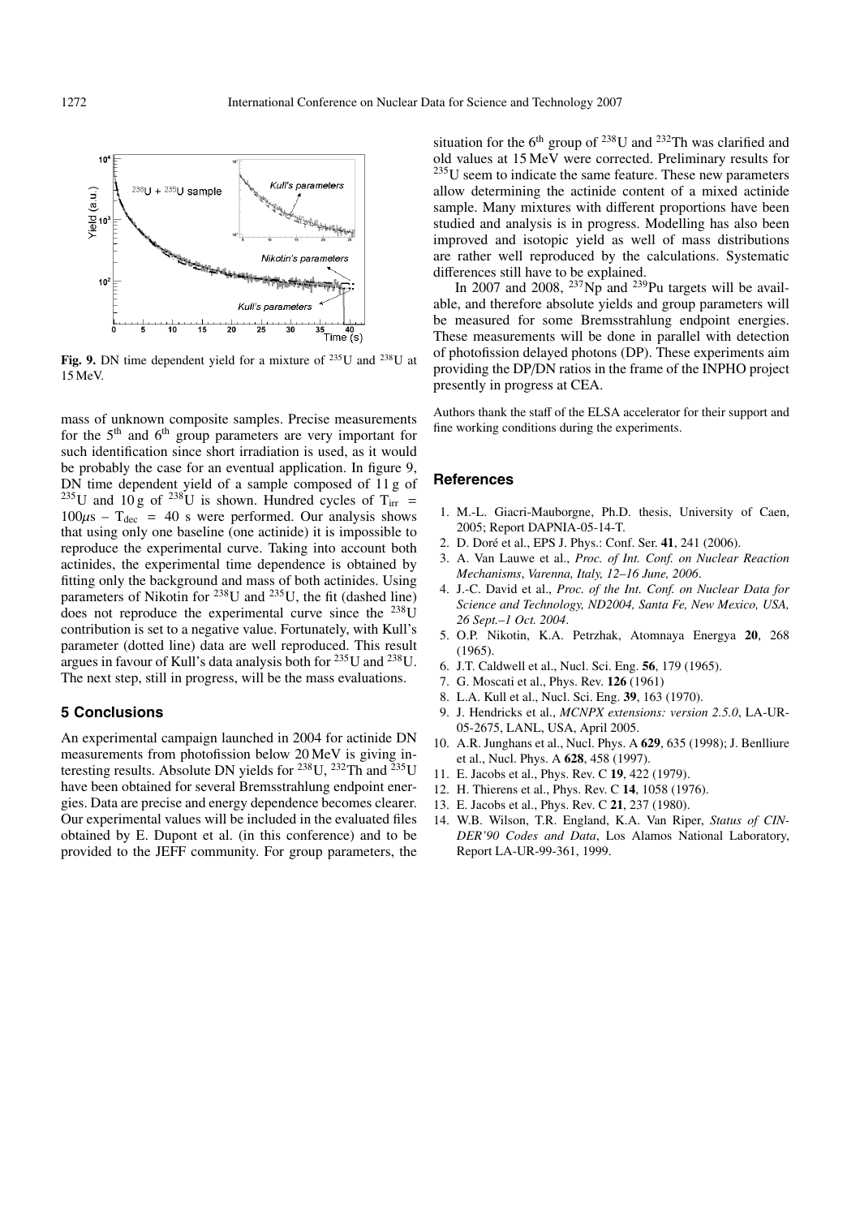$10^4$

$^{238}U + ^{235}U$ sample

Yield (a.u.)

$10^3$

$10^2$

Kull's parameters

Nikotin's parameters

Kull's parameters

0 5 10 15 20 25 30 35 40

Time (s)

**Fig. 9.** DN time dependent yield for a mixture of $^{235}U$ and $^{238}U$ at 15 MeV.

mass of unknown composite samples. Precise measurements for the $5^{th}$ and $6^{th}$ group parameters are very important for such identification since short irradiation is used, as it would be probably the case for an eventual application. In figure 9, DN time dependent yield of a sample composed of 11 g of $^{235}U$ and 10 g of $^{238}U$ is shown. Hundred cycles of $T_{irr}$ = $100\mu s$ – $T_{dec}$ = 40 s were performed. Our analysis shows that using only one baseline (one actinide) it is impossible to reproduce the experimental curve. Taking into account both actinides, the experimental time dependence is obtained by fitting only the background and mass of both actinides. Using parameters of Nikotin for $^{238}U$ and $^{235}U$, the fit (dashed line) does not reproduce the experimental curve since the $^{238}U$ contribution is set to a negative value. Fortunately, with Kull's parameter (dotted line) data are well reproduced. This result argues in favour of Kull's data analysis both for $^{235}U$ and $^{238}U$. The next step, still in progress, will be the mass evaluations.

## 5 Conclusions

An experimental campaign launched in 2004 for actinide DN measurements from photofission below 20 MeV is giving interesting results. Absolute DN yields for $^{238}U$, $^{232}Th$ and $^{235}U$ have been obtained for several Bremsstrahlung endpoint energies. Data are precise and energy dependence becomes clearer. Our experimental values will be included in the evaluated files obtained by E. Dupont et al. (in this conference) and to be provided to the JEFF community. For group parameters, the situation for the $6^{th}$ group of $^{238}U$ and $^{232}Th$ was clarified and old values at 15 MeV were corrected. Preliminary results for $^{235}U$ seem to indicate the same feature. These new parameters allow determining the actinide content of a mixed actinide sample. Many mixtures with different proportions have been studied and analysis is in progress. Modelling has also been improved and isotopic yield as well of mass distributions are rather well reproduced by the calculations. Systematic differences still have to be explained.

In 2007 and 2008, $^{237}Np$ and $^{239}Pu$ targets will be available, and therefore absolute yields and group parameters will be measured for some Bremsstrahlung endpoint energies. These measurements will be done in parallel with detection of photofission delayed photons (DP). These experiments aim providing the DP/DN ratios in the frame of the INPHO project presently in progress at CEA.

Authors thank the staff of the ELSA accelerator for their support and fine working conditions during the experiments.

## References

1. M.-L. Giacri-Mauborgne, Ph.D. thesis, University of Caen, 2005; Report DAPNIA-05-14-T.
2. D. Doré et al., EPS J. Phys.: Conf. Ser. **41**, 241 (2006).
3. A. Van Lauwe et al., *Proc. of Int. Conf. on Nuclear Reaction Mechanisms*, *Varenna, Italy, 12–16 June, 2006*.
4. J.-C. David et al., *Proc. of the Int. Conf. on Nuclear Data for Science and Technology, ND2004, Santa Fe, New Mexico, USA, 26 Sept.–1 Oct. 2004*.
5. O.P. Nikotin, K.A. Petrzhak, Atomnaya Energya **20**, 268 (1965).
6. J.T. Caldwell et al., Nucl. Sci. Eng. **56**, 179 (1965).
7. G. Moscati et al., Phys. Rev. **126** (1961)
8. L.A. Kull et al., Nucl. Sci. Eng. **39**, 163 (1970).
9. J. Hendricks et al., *MCNPX extensions: version 2.5.0*, LA-UR-05-2675, LANL, USA, April 2005.
10. A.R. Junghans et al., Nucl. Phys. A **629**, 635 (1998); J. Benlliure et al., Nucl. Phys. A **628**, 458 (1997).
11. E. Jacobs et al., Phys. Rev. C **19**, 422 (1979).
12. H. Thierens et al., Phys. Rev. C **14**, 1058 (1976).
13. E. Jacobs et al., Phys. Rev. C **21**, 237 (1980).
14. W.B. Wilson, T.R. England, K.A. Van Riper, *Status of CINDER'90 Codes and Data*, Los Alamos National Laboratory, Report LA-UR-99-361, 1999.